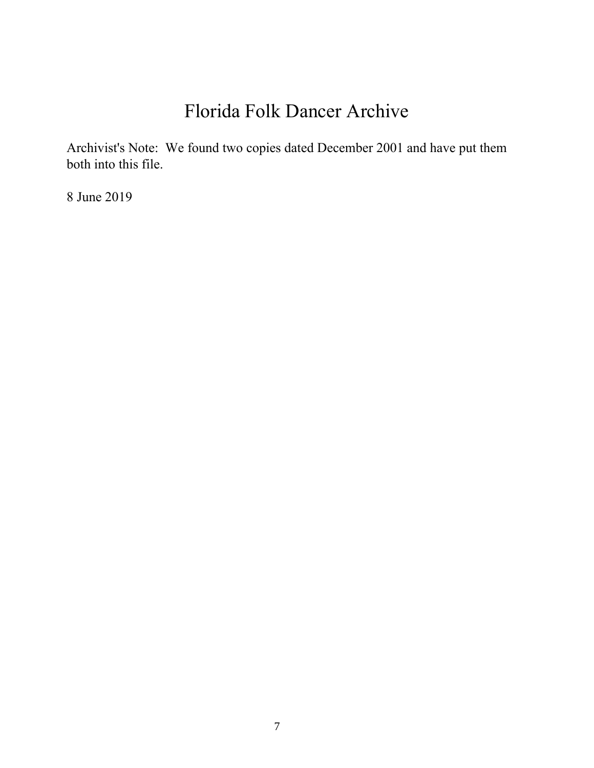# Florida Folk Dancer Archive

Archivist's Note: We found two copies dated December 2001 and have put them both into this file.

8 June 2019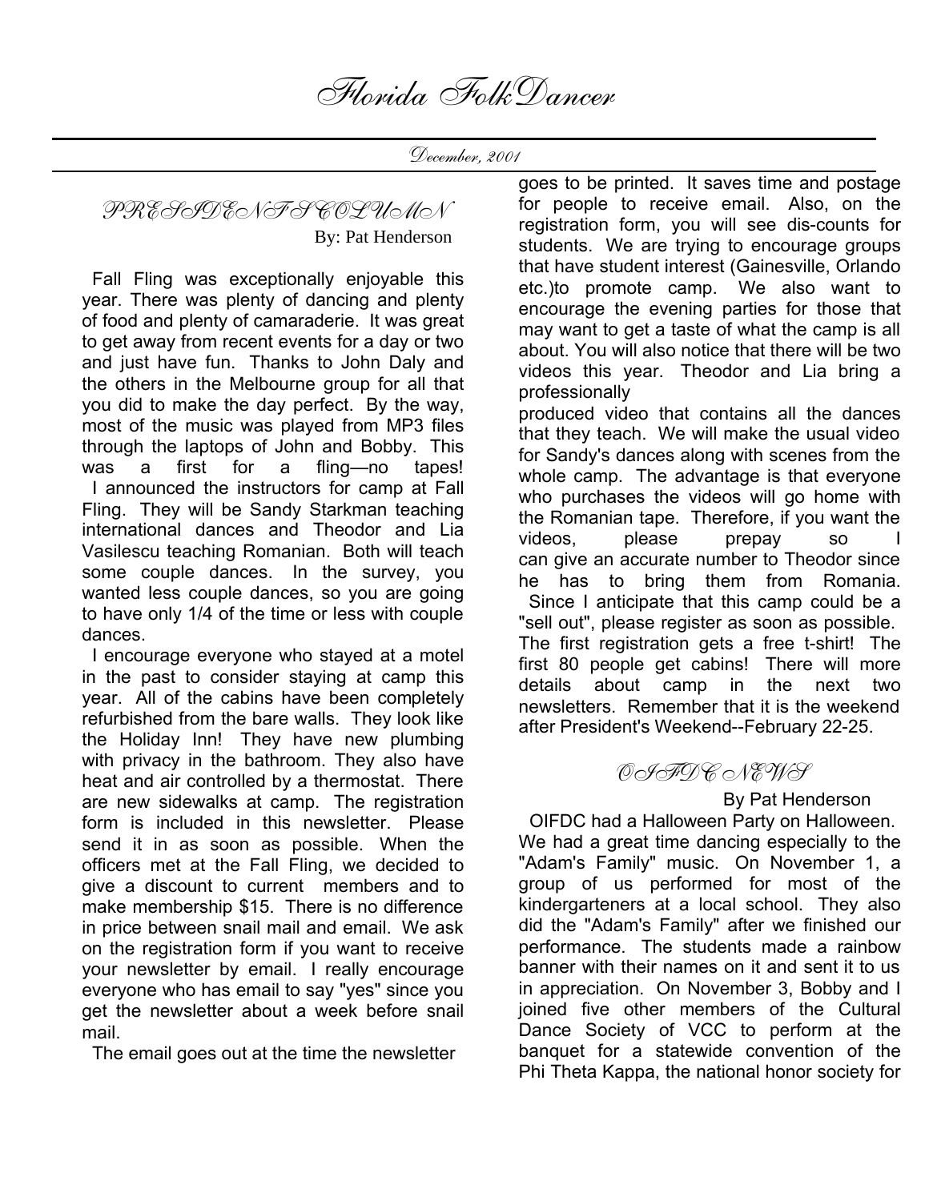# Florida FolkDancer

December, 2001

## PRESIDENT'S COLUMN

By: Pat Henderson

Fall Fling was exceptionally enjoyable this year. There was plenty of dancing and plenty of food and plenty of camaraderie. It was great to get away from recent events for a day or two and just have fun. Thanks to John Daly and the others in the Melbourne group for all that you did to make the day perfect. By the way, most of the music was played from MP3 files through the laptops of John and Bobby. This was a first for a fling—no tapes!

I announced the instructors for camp at Fall Fling. They will be Sandy Starkman teaching international dances and Theodor and Lia Vasilescu teaching Romanian. Both will teach some couple dances. In the survey, you wanted less couple dances, so you are going to have only 1/4 of the time or less with couple dances.

I encourage everyone who stayed at a motel in the past to consider staying at camp this year. All of the cabins have been completely refurbished from the bare walls. They look like the Holiday Inn! They have new plumbing with privacy in the bathroom. They also have heat and air controlled by a thermostat. There are new sidewalks at camp. The registration form is included in this newsletter. Please send it in as soon as possible. When the officers met at the Fall Fling, we decided to give a discount to current members and to make membership $15. There is no difference in price between snail mail and email. We ask on the registration form if you want to receive your newsletter by email. I really encourage everyone who has email to say "yes" since you get the newsletter about a week before snail mail.

The email goes out at the time the newsletter goes to be printed. It saves time and postage for people to receive email. Also, on the registration form, you will see dis-counts for students. We are trying to encourage groups that have student interest (Gainesville, Orlando etc.)to promote camp. We also want to encourage the evening parties for those that may want to get a taste of what the camp is all about. You will also notice that there will be two videos this year. Theodor and Lia bring a professionally produced video that contains all the dances that they teach. We will make the usual video for Sandy's dances along with scenes from the whole camp. The advantage is that everyone who purchases the videos will go home with the Romanian tape. Therefore, if you want the videos, please prepay so I can give an accurate number to Theodor since he has to bring them from Romania.

Since I anticipate that this camp could be a "sell out", please register as soon as possible. The first registration gets a free t-shirt! The first 80 people get cabins! There will more details about camp in the next two newsletters. Remember that it is the weekend after President's Weekend--February 22-25.

## OIFDC NEWS

By Pat Henderson

OIFDC had a Halloween Party on Halloween. We had a great time dancing especially to the "Adam's Family" music. On November 1, a group of us performed for most of the kindergarteners at a local school. They also did the "Adam's Family" after we finished our performance. The students made a rainbow banner with their names on it and sent it to us in appreciation. On November 3, Bobby and I joined five other members of the Cultural Dance Society of VCC to perform at the banquet for a statewide convention of the Phi Theta Kappa, the national honor society for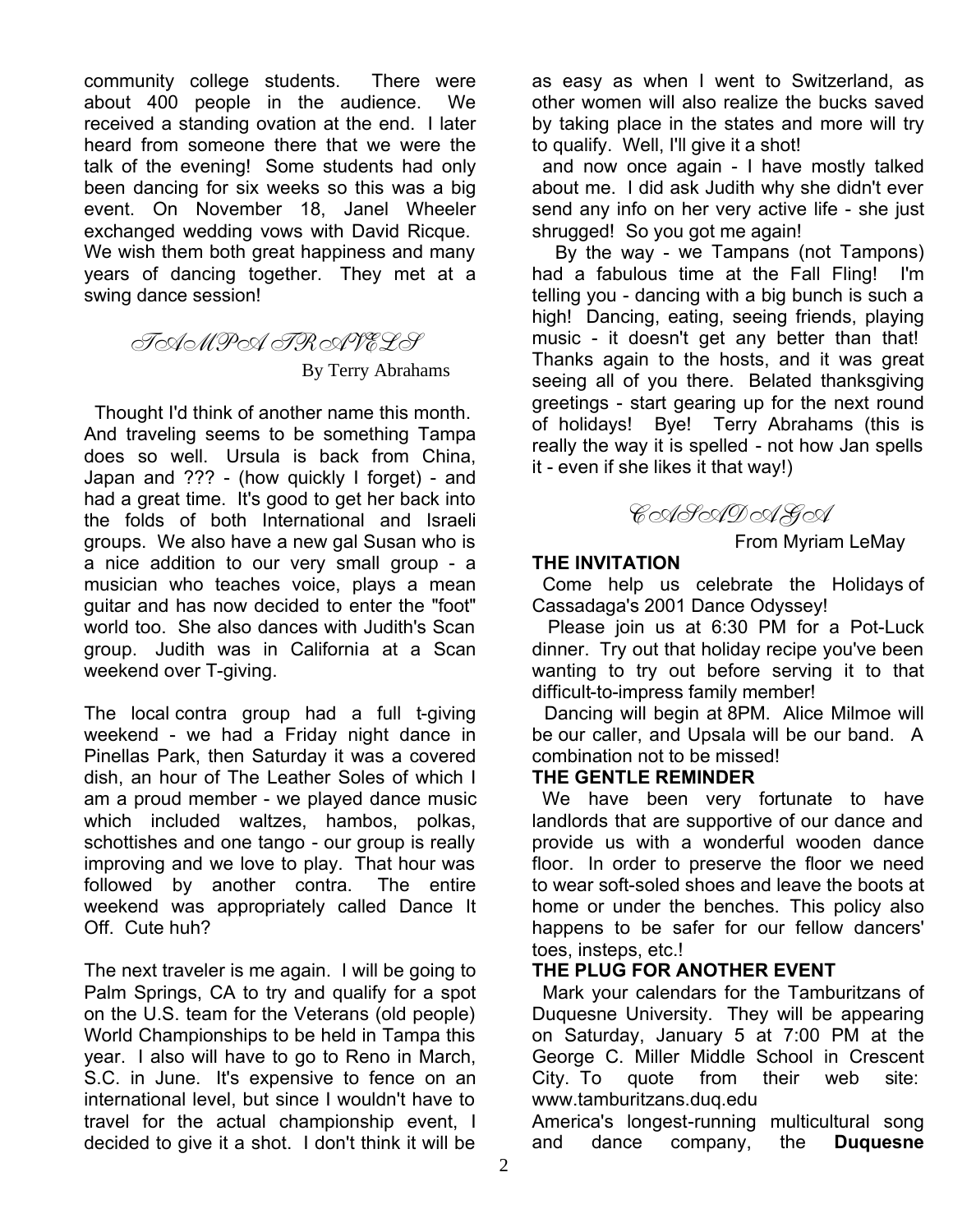community college students. There were about 400 people in the audience. We received a standing ovation at the end. I later heard from someone there that we were the talk of the evening! Some students had only been dancing for six weeks so this was a big event. On November 18, Janel Wheeler exchanged wedding vows with David Ricque. We wish them both great happiness and many years of dancing together. They met at a swing dance session!

## TAMPA TRAVELS

By Terry Abrahams

Thought I'd think of another name this month. And traveling seems to be something Tampa does so well. Ursula is back from China, Japan and ??? - (how quickly I forget) - and had a great time. It's good to get her back into the folds of both International and Israeli groups. We also have a new gal Susan who is a nice addition to our very small group - a musician who teaches voice, plays a mean guitar and has now decided to enter the "foot" world too. She also dances with Judith's Scan group. Judith was in California at a Scan weekend over T-giving.

The local contra group had a full t-giving weekend - we had a Friday night dance in Pinellas Park, then Saturday it was a covered dish, an hour of The Leather Soles of which I am a proud member - we played dance music which included waltzes, hambos, polkas, schottishes and one tango - our group is really improving and we love to play. That hour was followed by another contra. The entire weekend was appropriately called Dance It Off. Cute huh?

The next traveler is me again. I will be going to Palm Springs, CA to try and qualify for a spot on the U.S. team for the Veterans (old people) World Championships to be held in Tampa this year. I also will have to go to Reno in March, S.C. in June. It's expensive to fence on an international level, but since I wouldn't have to travel for the actual championship event, I decided to give it a shot. I don't think it will be as easy as when I went to Switzerland, as other women will also realize the bucks saved by taking place in the states and more will try to qualify. Well, I'll give it a shot!

and now once again - I have mostly talked about me. I did ask Judith why she didn't ever send any info on her very active life - she just shrugged! So you got me again!

By the way - we Tampans (not Tampons) had a fabulous time at the Fall Fling! I'm telling you - dancing with a big bunch is such a high! Dancing, eating, seeing friends, playing music - it doesn't get any better than that! Thanks again to the hosts, and it was great seeing all of you there. Belated thanksgiving greetings - start gearing up for the next round of holidays! Bye! Terry Abrahams (this is really the way it is spelled - not how Jan spells it - even if she likes it that way!)

## CASSADAGA

From Myriam LeMay

**THE INVITATION**

Come help us celebrate the Holidays of Cassadaga's 2001 Dance Odyssey!

Please join us at 6:30 PM for a Pot-Luck dinner. Try out that holiday recipe you've been wanting to try out before serving it to that difficult-to-impress family member!

Dancing will begin at 8PM. Alice Milmoe will be our caller, and Upsala will be our band. A combination not to be missed!

**THE GENTLE REMINDER**

We have been very fortunate to have landlords that are supportive of our dance and provide us with a wonderful wooden dance floor. In order to preserve the floor we need to wear soft-soled shoes and leave the boots at home or under the benches. This policy also happens to be safer for our fellow dancers' toes, insteps, etc.!

**THE PLUG FOR ANOTHER EVENT**

Mark your calendars for the Tamburitzans of Duquesne University. They will be appearing on Saturday, January 5 at 7:00 PM at the George C. Miller Middle School in Crescent City. To quote from their web site: www.tamburitzans.duq.edu

America's longest-running multicultural song and dance company, the **Duquesne**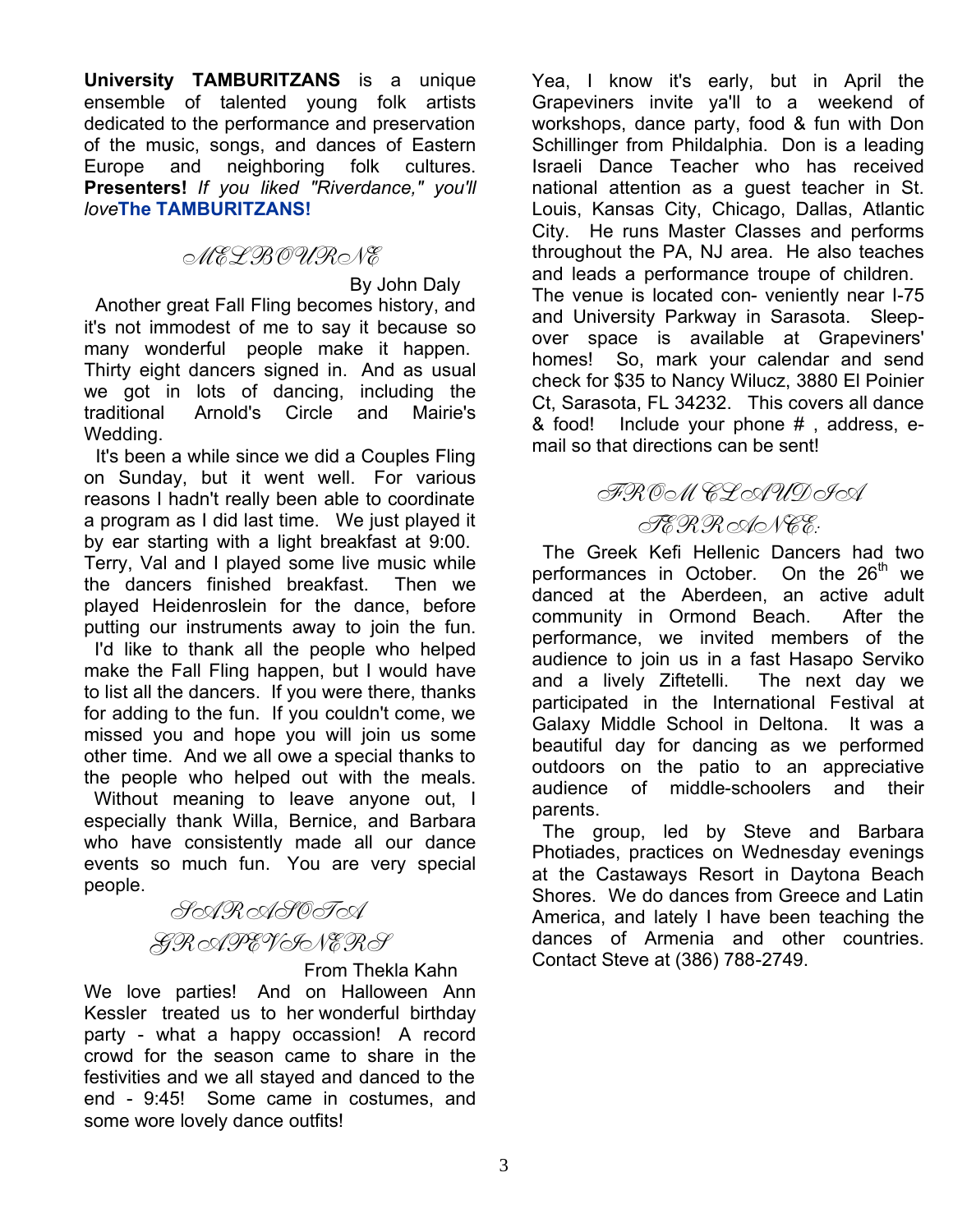**University TAMBURITZANS** is a unique ensemble of talented young folk artists dedicated to the performance and preservation of the music, songs, and dances of Eastern Europe and neighboring folk cultures. **Presenters!** *If you liked "Riverdance," you'll love* **The TAMBURITZANS!**

## MELBOURNE

By John Daly

Another great Fall Fling becomes history, and it's not immodest of me to say it because so many wonderful people make it happen. Thirty eight dancers signed in. And as usual we got in lots of dancing, including the traditional Arnold's Circle and Mairie's Wedding.

It's been a while since we did a Couples Fling on Sunday, but it went well. For various reasons I hadn't really been able to coordinate a program as I did last time. We just played it by ear starting with a light breakfast at 9:00. Terry, Val and I played some live music while the dancers finished breakfast. Then we played Heidenroslein for the dance, before putting our instruments away to join the fun.

I'd like to thank all the people who helped make the Fall Fling happen, but I would have to list all the dancers. If you were there, thanks for adding to the fun. If you couldn't come, we missed you and hope you will join us some other time. And we all owe a special thanks to the people who helped out with the meals. Without meaning to leave anyone out, I especially thank Willa, Bernice, and Barbara who have consistently made all our dance events so much fun. You are very special people.

## SARASOTA GRAPEVINERS

From Thekla Kahn

We love parties! And on Halloween Ann Kessler treated us to her wonderful birthday party - what a happy occassion! A record crowd for the season came to share in the festivities and we all stayed and danced to the end - 9:45! Some came in costumes, and some wore lovely dance outfits!

Yea, I know it's early, but in April the Grapeviners invite ya'll to a weekend of workshops, dance party, food & fun with Don Schillinger from Phildalphia. Don is a leading Israeli Dance Teacher who has received national attention as a guest teacher in St. Louis, Kansas City, Chicago, Dallas, Atlantic City. He runs Master Classes and performs throughout the PA, NJ area. He also teaches and leads a performance troupe of children. The venue is located con- veniently near I-75 and University Parkway in Sarasota. Sleep-over space is available at Grapeviners' homes! So, mark your calendar and send check for $35 to Nancy Wilucz, 3880 El Poinier Ct, Sarasota, FL 34232. This covers all dance & food! Include your phone # , address, e-mail so that directions can be sent!

## FROM CLAUDIA TERRANCE:

The Greek Kefi Hellenic Dancers had two performances in October. On the 26th we danced at the Aberdeen, an active adult community in Ormond Beach. After the performance, we invited members of the audience to join us in a fast Hasapo Serviko and a lively Ziftetelli. The next day we participated in the International Festival at Galaxy Middle School in Deltona. It was a beautiful day for dancing as we performed outdoors on the patio to an appreciative audience of middle-schoolers and their parents.

The group, led by Steve and Barbara Photiades, practices on Wednesday evenings at the Castaways Resort in Daytona Beach Shores. We do dances from Greece and Latin America, and lately I have been teaching the dances of Armenia and other countries. Contact Steve at (386) 788-2749.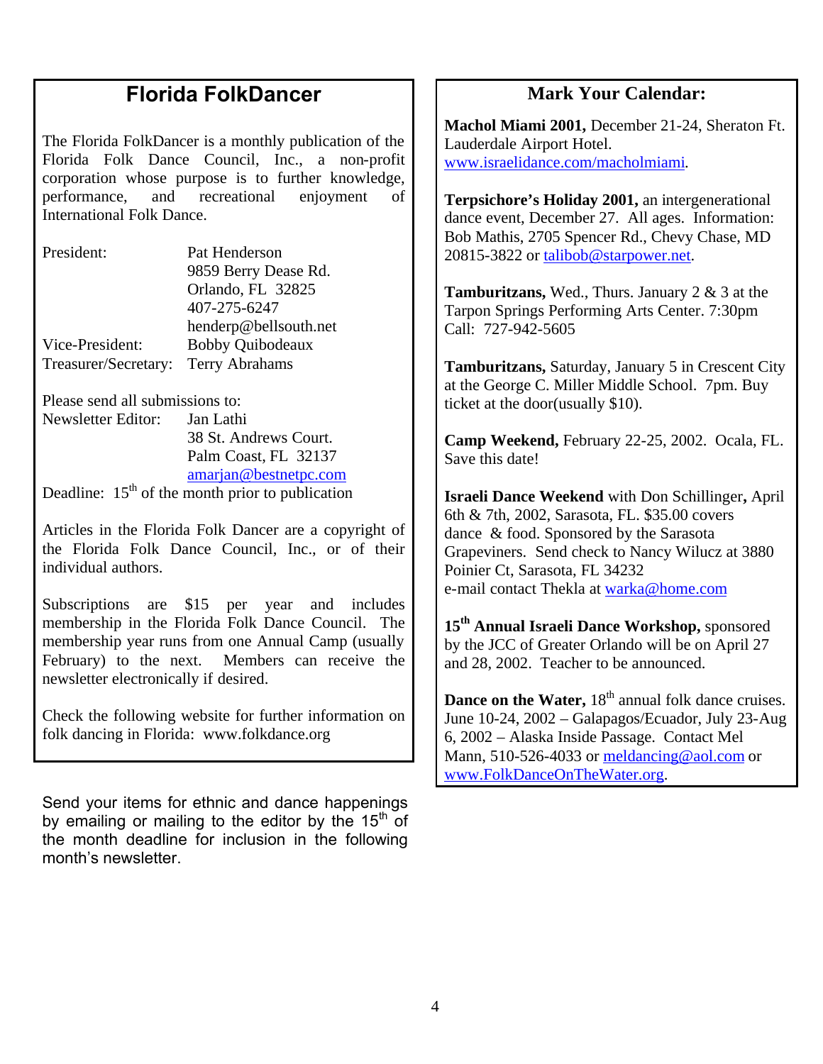# Florida FolkDancer

The Florida FolkDancer is a monthly publication of the Florida Folk Dance Council, Inc., a non-profit corporation whose purpose is to further knowledge, performance, and recreational enjoyment of International Folk Dance.

| | |
|---|---|
| President: | Pat Henderson<br>9859 Berry Dease Rd.<br>Orlando, FL 32825<br>407-275-6247<br>henderp@bellsouth.net |
| Vice-President: | Bobby Quibodeaux |
| Treasurer/Secretary: | Terry Abrahams |

Please send all submissions to:

| | |
|---|---|
| Newsletter Editor: | Jan Lathi<br>38 St. Andrews Court.<br>Palm Coast, FL 32137<br>amarjan@bestnetpc.com |

Deadline: 15th of the month prior to publication

Articles in the Florida Folk Dancer are a copyright of the Florida Folk Dance Council, Inc., or of their individual authors.

Subscriptions are $15 per year and includes membership in the Florida Folk Dance Council. The membership year runs from one Annual Camp (usually February) to the next. Members can receive the newsletter electronically if desired.

Check the following website for further information on folk dancing in Florida: www.folkdance.org

Send your items for ethnic and dance happenings by emailing or mailing to the editor by the 15th of the month deadline for inclusion in the following month's newsletter.

## Mark Your Calendar:

**Machol Miami 2001,** December 21-24, Sheraton Ft. Lauderdale Airport Hotel. www.israelidance.com/macholmiami.

**Terpsichore's Holiday 2001,** an intergenerational dance event, December 27. All ages. Information: Bob Mathis, 2705 Spencer Rd., Chevy Chase, MD 20815-3822 or talibob@starpower.net.

**Tamburitzans,** Wed., Thurs. January 2 & 3 at the Tarpon Springs Performing Arts Center. 7:30pm Call: 727-942-5605

**Tamburitzans,** Saturday, January 5 in Crescent City at the George C. Miller Middle School. 7pm. Buy ticket at the door(usually $10).

**Camp Weekend,** February 22-25, 2002. Ocala, FL. Save this date!

**Israeli Dance Weekend** with Don Schillinger**,** April 6th & 7th, 2002, Sarasota, FL. $35.00 covers dance & food. Sponsored by the Sarasota Grapeviners. Send check to Nancy Wilucz at 3880 Poinier Ct, Sarasota, FL 34232
e-mail contact Thekla at warka@home.com

**15th Annual Israeli Dance Workshop,** sponsored by the JCC of Greater Orlando will be on April 27 and 28, 2002. Teacher to be announced.

**Dance on the Water,** 18th annual folk dance cruises. June 10-24, 2002 – Galapagos/Ecuador, July 23-Aug 6, 2002 – Alaska Inside Passage. Contact Mel Mann, 510-526-4033 or meldancing@aol.com or www.FolkDanceOnTheWater.org.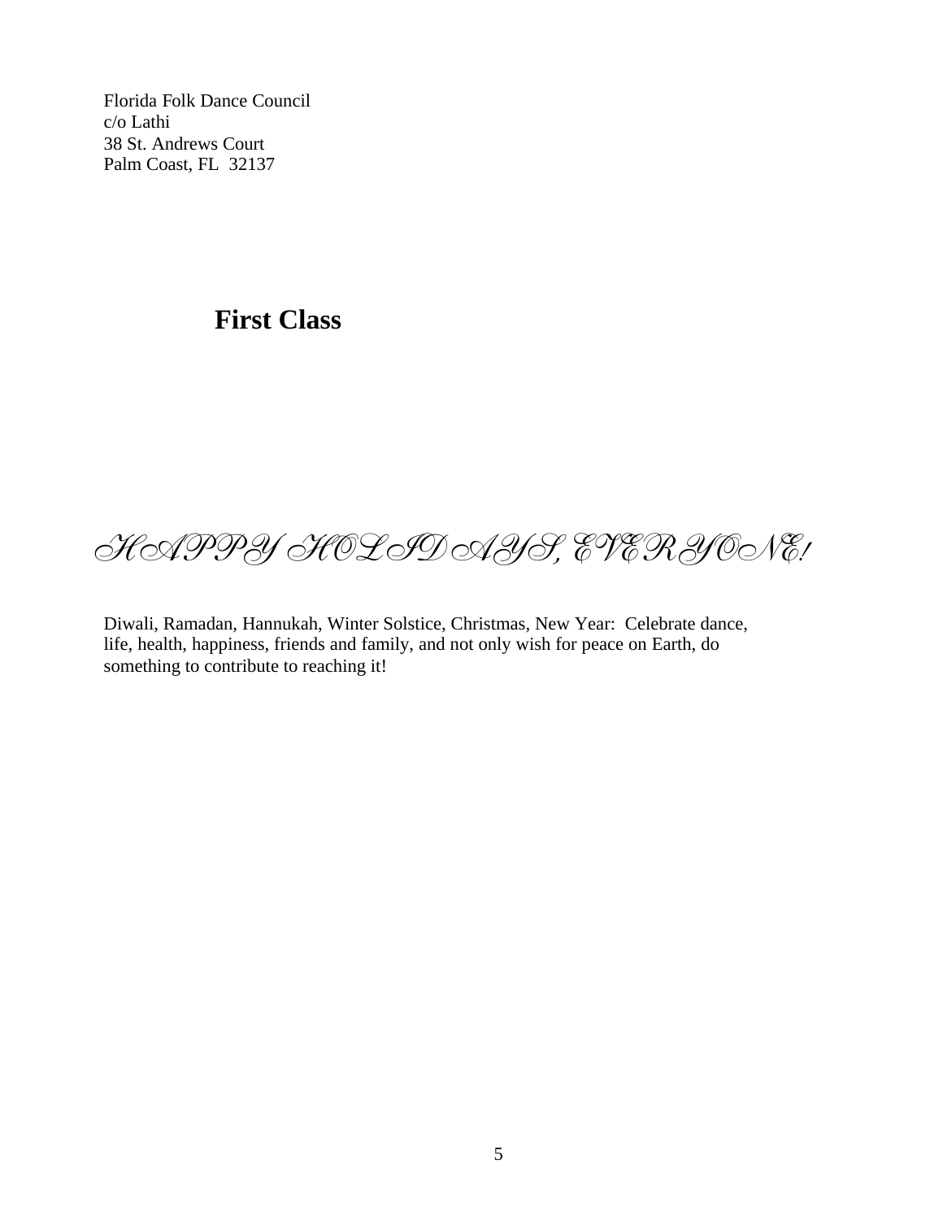Florida Folk Dance Council
c/o Lathi
38 St. Andrews Court
Palm Coast, FL 32137

**First Class**

*HAPPY HOLIDAYS, EVERYONE!*

Diwali, Ramadan, Hannukah, Winter Solstice, Christmas, New Year: Celebrate dance, life, health, happiness, friends and family, and not only wish for peace on Earth, do something to contribute to reaching it!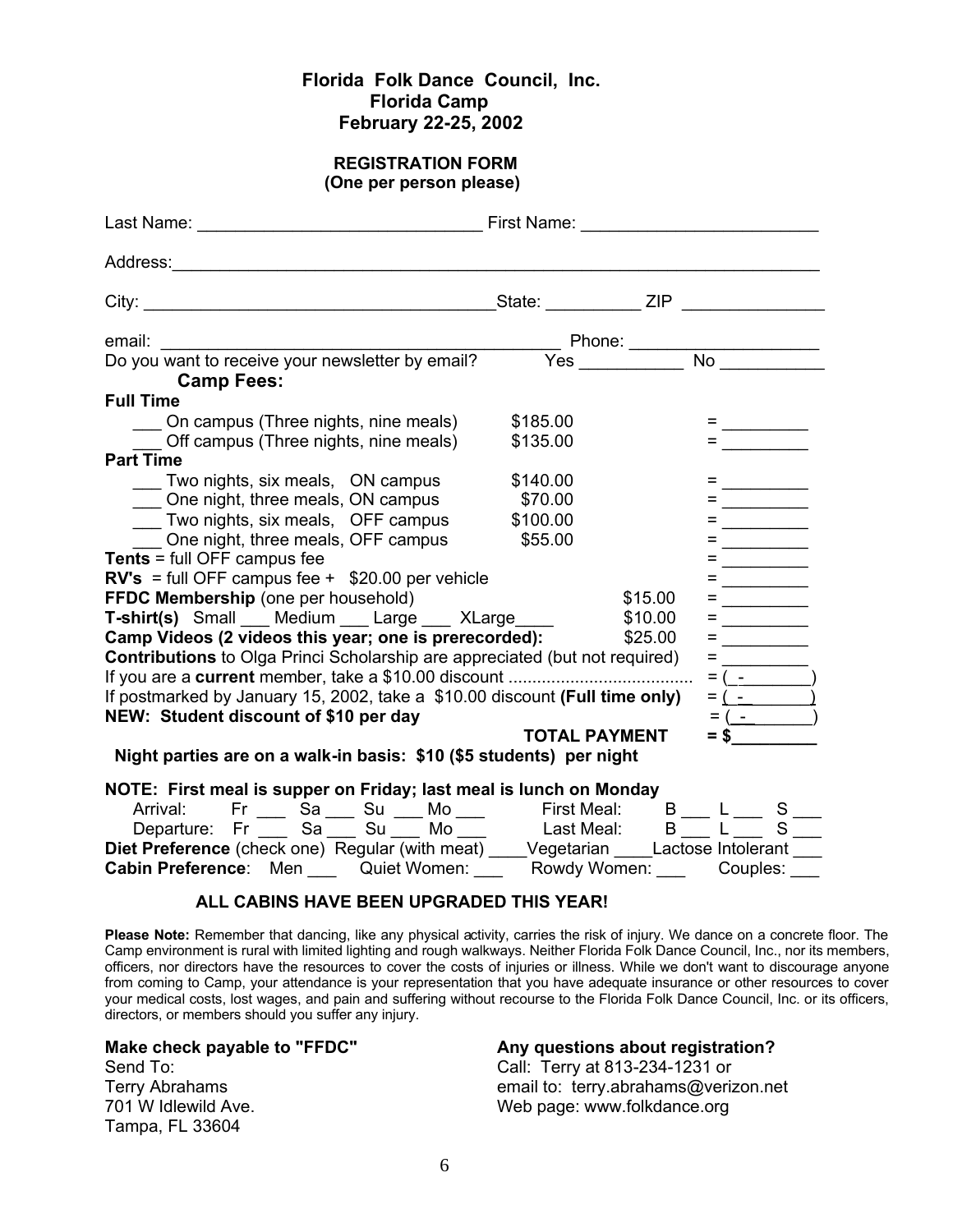# Florida Folk Dance Council, Inc.
## Florida Camp
## February 22-25, 2002

### REGISTRATION FORM
**(One per person please)**

Last Name: ______________________________ First Name: _________________________

Address: _________________________________________________________________________

City: ____________________________________ State: __________ ZIP _______________

email: ___________________________________________ Phone: ____________________

Do you want to receive your newsletter by email? Yes ___________ No ___________

**Camp Fees:**

**Full Time**

- ___ On campus (Three nights, nine meals) $185.00 = _________
- ___ Off campus (Three nights, nine meals) $135.00 = _________

**Part Time**

- ___ Two nights, six meals, ON campus $140.00 = _________
- ___ One night, three meals, ON campus $70.00 = _________
- ___ Two nights, six meals, OFF campus $100.00 = _________
- ___ One night, three meals, OFF campus $55.00 = _________

**Tents** = full OFF campus fee = _________

**RV's** = full OFF campus fee + $20.00 per vehicle = _________

**FFDC Membership** (one per household) $15.00 = _________

**T-shirt(s)** Small ___ Medium ___ Large ___ XLarge____ $10.00 = _________

**Camp Videos (2 videos this year; one is prerecorded):** $25.00 = _________

**Contributions** to Olga Princi Scholarship are appreciated (but not required) = _________

If you are a **current** member, take a $10.00 discount ...................................... = ( - )

If postmarked by January 15, 2002, take a $10.00 discount **(Full time only)** = ( - )

**NEW: Student discount of $10 per day** = ( - )

**TOTAL PAYMENT = $_________**

**Night parties are on a walk-in basis: $10 ($5 students) per night**

**NOTE: First meal is supper on Friday; last meal is lunch on Monday**

Arrival: Fr ___ Sa ___ Su ___ Mo ___ First Meal: B ___ L ___ S ___

Departure: Fr ___ Sa ___ Su ___ Mo ___ Last Meal: B ___ L ___ S ___

**Diet Preference** (check one) Regular (with meat) ____Vegetarian ____Lactose Intolerant ___

**Cabin Preference**: Men ___ Quiet Women: ___ Rowdy Women: ___ Couples: ___

**ALL CABINS HAVE BEEN UPGRADED THIS YEAR!**

**Please Note:** Remember that dancing, like any physical activity, carries the risk of injury. We dance on a concrete floor. The Camp environment is rural with limited lighting and rough walkways. Neither Florida Folk Dance Council, Inc., nor its members, officers, nor directors have the resources to cover the costs of injuries or illness. While we don't want to discourage anyone from coming to Camp, your attendance is your representation that you have adequate insurance or other resources to cover your medical costs, lost wages, and pain and suffering without recourse to the Florida Folk Dance Council, Inc. or its officers, directors, or members should you suffer any injury.

**Make check payable to "FFDC"**

Send To:
Terry Abrahams
701 W Idlewild Ave.
Tampa, FL 33604

**Any questions about registration?**

Call: Terry at 813-234-1231 or
email to: terry.abrahams@verizon.net
Web page: www.folkdance.org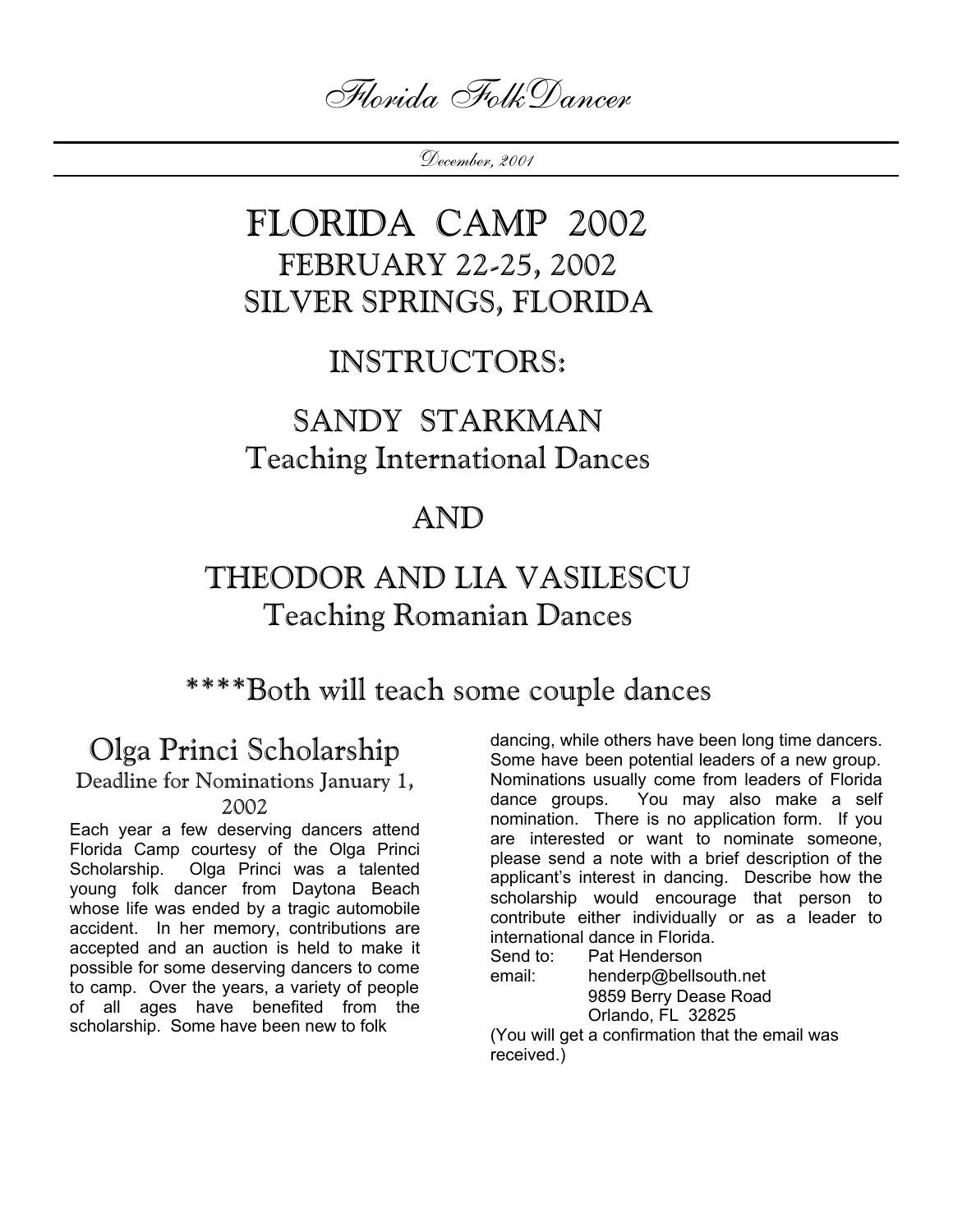*Florida FolkDancer*

*December, 2001*

# FLORIDA CAMP 2002

## FEBRUARY 22-25, 2002

## SILVER SPRINGS, FLORIDA

## INSTRUCTORS:

## SANDY STARKMAN

### Teaching International Dances

## AND

## THEODOR AND LIA VASILESCU

### Teaching Romanian Dances

### ****Both will teach some couple dances

## Olga Princi Scholarship

### Deadline for Nominations January 1, 2002

Each year a few deserving dancers attend Florida Camp courtesy of the Olga Princi Scholarship. Olga Princi was a talented young folk dancer from Daytona Beach whose life was ended by a tragic automobile accident. In her memory, contributions are accepted and an auction is held to make it possible for some deserving dancers to come to camp. Over the years, a variety of people of all ages have benefited from the scholarship. Some have been new to folk dancing, while others have been long time dancers. Some have been potential leaders of a new group. Nominations usually come from leaders of Florida dance groups. You may also make a self nomination. There is no application form. If you are interested or want to nominate someone, please send a note with a brief description of the applicant's interest in dancing. Describe how the scholarship would encourage that person to contribute either individually or as a leader to international dance in Florida.

Send to: Pat Henderson
email: henderp@bellsouth.net
9859 Berry Dease Road
Orlando, FL 32825

(You will get a confirmation that the email was received.)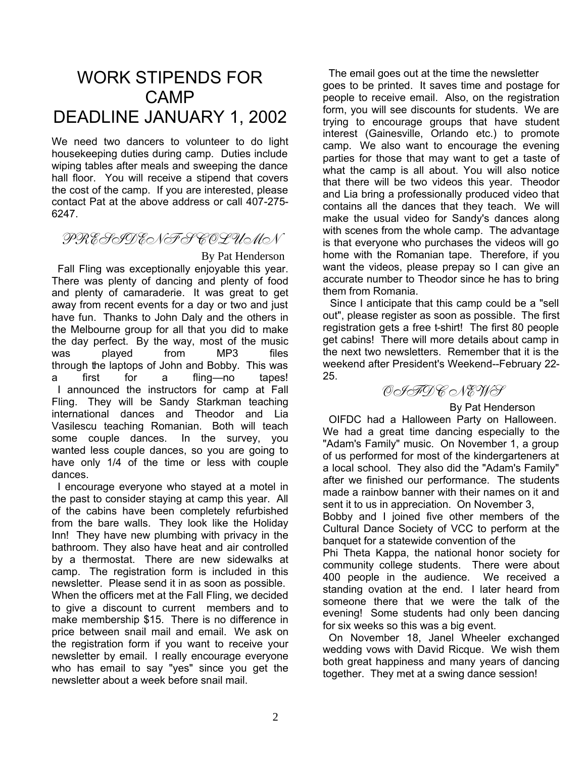# WORK STIPENDS FOR CAMP
# DEADLINE JANUARY 1, 2002

We need two dancers to volunteer to do light housekeeping duties during camp. Duties include wiping tables after meals and sweeping the dance hall floor. You will receive a stipend that covers the cost of the camp. If you are interested, please contact Pat at the above address or call 407-275-6247.

## PRESIDENT'S COLUMN

By Pat Henderson

Fall Fling was exceptionally enjoyable this year. There was plenty of dancing and plenty of food and plenty of camaraderie. It was great to get away from recent events for a day or two and just have fun. Thanks to John Daly and the others in the Melbourne group for all that you did to make the day perfect. By the way, most of the music was played from MP3 files through the laptops of John and Bobby. This was a first for a fling—no tapes!

I announced the instructors for camp at Fall Fling. They will be Sandy Starkman teaching international dances and Theodor and Lia Vasilescu teaching Romanian. Both will teach some couple dances. In the survey, you wanted less couple dances, so you are going to have only 1/4 of the time or less with couple dances.

I encourage everyone who stayed at a motel in the past to consider staying at camp this year. All of the cabins have been completely refurbished from the bare walls. They look like the Holiday Inn! They have new plumbing with privacy in the bathroom. They also have heat and air controlled by a thermostat. There are new sidewalks at camp. The registration form is included in this newsletter. Please send it in as soon as possible. When the officers met at the Fall Fling, we decided to give a discount to current members and to make membership $15. There is no difference in price between snail mail and email. We ask on the registration form if you want to receive your newsletter by email. I really encourage everyone who has email to say "yes" since you get the newsletter about a week before snail mail.

The email goes out at the time the newsletter goes to be printed. It saves time and postage for people to receive email. Also, on the registration form, you will see discounts for students. We are trying to encourage groups that have student interest (Gainesville, Orlando etc.) to promote camp. We also want to encourage the evening parties for those that may want to get a taste of what the camp is all about. You will also notice that there will be two videos this year. Theodor and Lia bring a professionally produced video that contains all the dances that they teach. We will make the usual video for Sandy's dances along with scenes from the whole camp. The advantage is that everyone who purchases the videos will go home with the Romanian tape. Therefore, if you want the videos, please prepay so I can give an accurate number to Theodor since he has to bring them from Romania.

Since I anticipate that this camp could be a "sell out", please register as soon as possible. The first registration gets a free t-shirt! The first 80 people get cabins! There will more details about camp in the next two newsletters. Remember that it is the weekend after President's Weekend--February 22-25.

## OIFDC NEWS

By Pat Henderson

OIFDC had a Halloween Party on Halloween. We had a great time dancing especially to the "Adam's Family" music. On November 1, a group of us performed for most of the kindergarteners at a local school. They also did the "Adam's Family" after we finished our performance. The students made a rainbow banner with their names on it and sent it to us in appreciation. On November 3, Bobby and I joined five other members of the Cultural Dance Society of VCC to perform at the banquet for a statewide convention of the Phi Theta Kappa, the national honor society for community college students. There were about 400 people in the audience. We received a standing ovation at the end. I later heard from someone there that we were the talk of the evening! Some students had only been dancing for six weeks so this was a big event.

On November 18, Janel Wheeler exchanged wedding vows with David Ricque. We wish them both great happiness and many years of dancing together. They met at a swing dance session!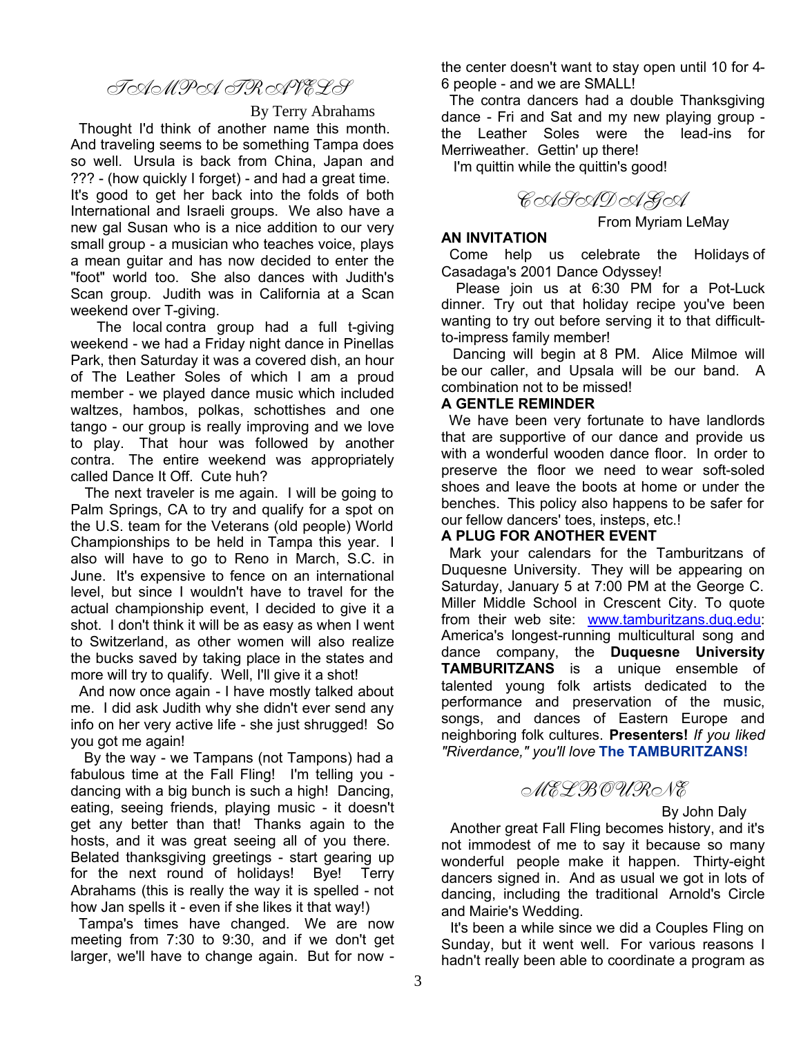## TAMPA TRAVELS

By Terry Abrahams

Thought I'd think of another name this month. And traveling seems to be something Tampa does so well. Ursula is back from China, Japan and ??? - (how quickly I forget) - and had a great time. It's good to get her back into the folds of both International and Israeli groups. We also have a new gal Susan who is a nice addition to our very small group - a musician who teaches voice, plays a mean guitar and has now decided to enter the "foot" world too. She also dances with Judith's Scan group. Judith was in California at a Scan weekend over T-giving.

The local contra group had a full t-giving weekend - we had a Friday night dance in Pinellas Park, then Saturday it was a covered dish, an hour of The Leather Soles of which I am a proud member - we played dance music which included waltzes, hambos, polkas, schottishes and one tango - our group is really improving and we love to play. That hour was followed by another contra. The entire weekend was appropriately called Dance It Off. Cute huh?

The next traveler is me again. I will be going to Palm Springs, CA to try and qualify for a spot on the U.S. team for the Veterans (old people) World Championships to be held in Tampa this year. I also will have to go to Reno in March, S.C. in June. It's expensive to fence on an international level, but since I wouldn't have to travel for the actual championship event, I decided to give it a shot. I don't think it will be as easy as when I went to Switzerland, as other women will also realize the bucks saved by taking place in the states and more will try to qualify. Well, I'll give it a shot!

And now once again - I have mostly talked about me. I did ask Judith why she didn't ever send any info on her very active life - she just shrugged! So you got me again!

By the way - we Tampans (not Tampons) had a fabulous time at the Fall Fling! I'm telling you - dancing with a big bunch is such a high! Dancing, eating, seeing friends, playing music - it doesn't get any better than that! Thanks again to the hosts, and it was great seeing all of you there. Belated thanksgiving greetings - start gearing up for the next round of holidays! Bye! Terry Abrahams (this is really the way it is spelled - not how Jan spells it - even if she likes it that way!)

Tampa's times have changed. We are now meeting from 7:30 to 9:30, and if we don't get larger, we'll have to change again. But for now - the center doesn't want to stay open until 10 for 4-6 people - and we are SMALL!

The contra dancers had a double Thanksgiving dance - Fri and Sat and my new playing group - the Leather Soles were the lead-ins for Merriweather. Gettin' up there!

I'm quittin while the quittin's good!

## CASADAGA

From Myriam LeMay

**AN INVITATION**

Come help us celebrate the Holidays of Casadaga's 2001 Dance Odyssey!

Please join us at 6:30 PM for a Pot-Luck dinner. Try out that holiday recipe you've been wanting to try out before serving it to that difficult-to-impress family member!

Dancing will begin at 8 PM. Alice Milmoe will be our caller, and Upsala will be our band. A combination not to be missed!

**A GENTLE REMINDER**

We have been very fortunate to have landlords that are supportive of our dance and provide us with a wonderful wooden dance floor. In order to preserve the floor we need to wear soft-soled shoes and leave the boots at home or under the benches. This policy also happens to be safer for our fellow dancers' toes, insteps, etc.!

**A PLUG FOR ANOTHER EVENT**

Mark your calendars for the Tamburitzans of Duquesne University. They will be appearing on Saturday, January 5 at 7:00 PM at the George C. Miller Middle School in Crescent City. To quote from their web site: www.tamburitzans.duq.edu: America's longest-running multicultural song and dance company, the **Duquesne University TAMBURITZANS** is a unique ensemble of talented young folk artists dedicated to the performance and preservation of the music, songs, and dances of Eastern Europe and neighboring folk cultures. **Presenters!** *If you liked "Riverdance," you'll love* **The TAMBURITZANS!**

## MELBOURNE

By John Daly

Another great Fall Fling becomes history, and it's not immodest of me to say it because so many wonderful people make it happen. Thirty-eight dancers signed in. And as usual we got in lots of dancing, including the traditional Arnold's Circle and Mairie's Wedding.

It's been a while since we did a Couples Fling on Sunday, but it went well. For various reasons I hadn't really been able to coordinate a program as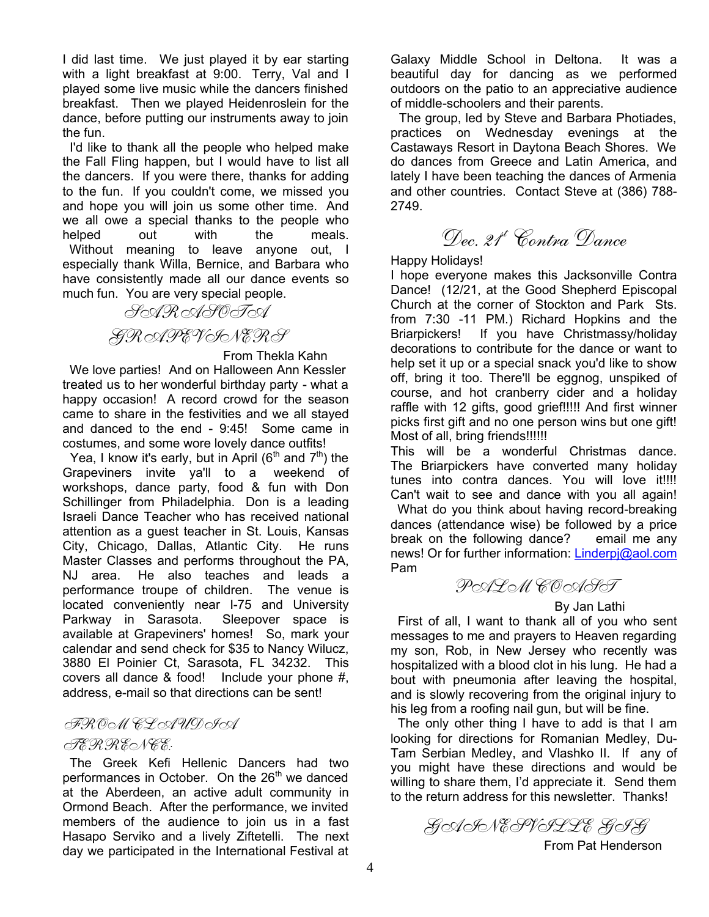I did last time. We just played it by ear starting with a light breakfast at 9:00. Terry, Val and I played some live music while the dancers finished breakfast. Then we played Heidenroslein for the dance, before putting our instruments away to join the fun.

I'd like to thank all the people who helped make the Fall Fling happen, but I would have to list all the dancers. If you were there, thanks for adding to the fun. If you couldn't come, we missed you and hope you will join us some other time. And we all owe a special thanks to the people who helped out with the meals. Without meaning to leave anyone out, I especially thank Willa, Bernice, and Barbara who have consistently made all our dance events so much fun. You are very special people.

## SARASOTA GRAPEVINERS

From Thekla Kahn

We love parties! And on Halloween Ann Kessler treated us to her wonderful birthday party - what a happy occasion! A record crowd for the season came to share in the festivities and we all stayed and danced to the end - 9:45! Some came in costumes, and some wore lovely dance outfits!

Yea, I know it's early, but in April (6th and 7th) the Grapeviners invite ya'll to a weekend of workshops, dance party, food & fun with Don Schillinger from Philadelphia. Don is a leading Israeli Dance Teacher who has received national attention as a guest teacher in St. Louis, Kansas City, Chicago, Dallas, Atlantic City. He runs Master Classes and performs throughout the PA, NJ area. He also teaches and leads a performance troupe of children. The venue is located conveniently near I-75 and University Parkway in Sarasota. Sleepover space is available at Grapeviners' homes! So, mark your calendar and send check for $35 to Nancy Wilucz, 3880 El Poinier Ct, Sarasota, FL 34232. This covers all dance & food! Include your phone #, address, e-mail so that directions can be sent!

## FROM CLAUDIA TERRENCE:

The Greek Kefi Hellenic Dancers had two performances in October. On the 26th we danced at the Aberdeen, an active adult community in Ormond Beach. After the performance, we invited members of the audience to join us in a fast Hasapo Serviko and a lively Ziftetelli. The next day we participated in the International Festival at Galaxy Middle School in Deltona. It was a beautiful day for dancing as we performed outdoors on the patio to an appreciative audience of middle-schoolers and their parents.

The group, led by Steve and Barbara Photiades, practices on Wednesday evenings at the Castaways Resort in Daytona Beach Shores. We do dances from Greece and Latin America, and lately I have been teaching the dances of Armenia and other countries. Contact Steve at (386) 788-2749.

## Dec. 21st Contra Dance

Happy Holidays!

I hope everyone makes this Jacksonville Contra Dance! (12/21, at the Good Shepherd Episcopal Church at the corner of Stockton and Park Sts. from 7:30 -11 PM.) Richard Hopkins and the Briarpickers! If you have Christmassy/holiday decorations to contribute for the dance or want to help set it up or a special snack you'd like to show off, bring it too. There'll be eggnog, unspiked of course, and hot cranberry cider and a holiday raffle with 12 gifts, good grief!!!!! And first winner picks first gift and no one person wins but one gift! Most of all, bring friends!!!!!!

This will be a wonderful Christmas dance. The Briarpickers have converted many holiday tunes into contra dances. You will love it!!!! Can't wait to see and dance with you all again!

What do you think about having record-breaking dances (attendance wise) be followed by a price break on the following dance? email me any news! Or for further information: Linderpj@aol.com

Pam

## PALM COAST

By Jan Lathi

First of all, I want to thank all of you who sent messages to me and prayers to Heaven regarding my son, Rob, in New Jersey who recently was hospitalized with a blood clot in his lung. He had a bout with pneumonia after leaving the hospital, and is slowly recovering from the original injury to his leg from a roofing nail gun, but will be fine.

The only other thing I have to add is that I am looking for directions for Romanian Medley, Du-Tam Serbian Medley, and Vlashko II. If any of you might have these directions and would be willing to share them, I'd appreciate it. Send them to the return address for this newsletter. Thanks!

## GAINESVILLE GIG

From Pat Henderson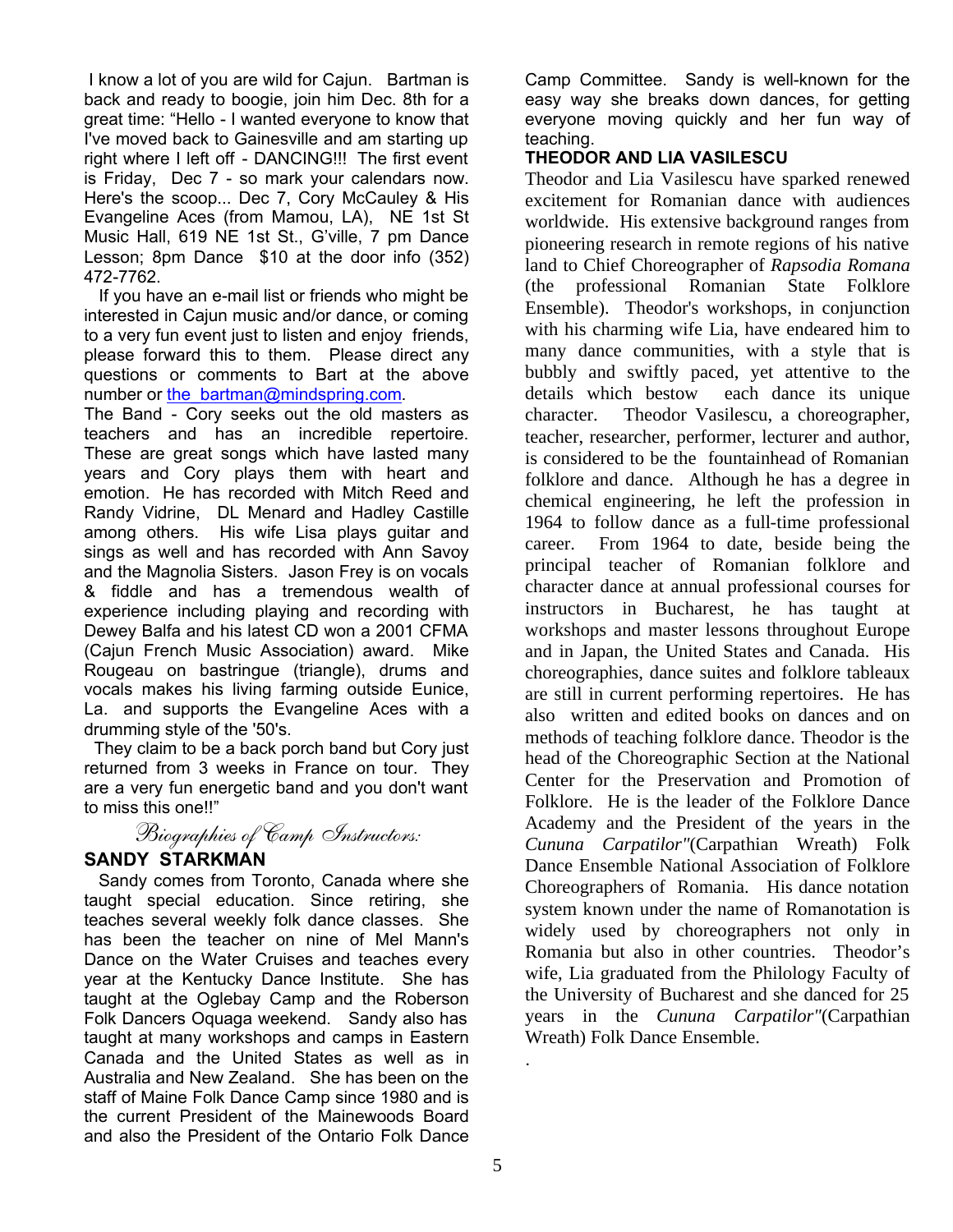I know a lot of you are wild for Cajun. Bartman is back and ready to boogie, join him Dec. 8th for a great time: "Hello - I wanted everyone to know that I've moved back to Gainesville and am starting up right where I left off - DANCING!!! The first event is Friday, Dec 7 - so mark your calendars now. Here's the scoop... Dec 7, Cory McCauley & His Evangeline Aces (from Mamou, LA), NE 1st St Music Hall, 619 NE 1st St., G'ville, 7 pm Dance Lesson; 8pm Dance $10 at the door info (352) 472-7762.

If you have an e-mail list or friends who might be interested in Cajun music and/or dance, or coming to a very fun event just to listen and enjoy friends, please forward this to them. Please direct any questions or comments to Bart at the above number or the_bartman@mindspring.com.

The Band - Cory seeks out the old masters as teachers and has an incredible repertoire. These are great songs which have lasted many years and Cory plays them with heart and emotion. He has recorded with Mitch Reed and Randy Vidrine, DL Menard and Hadley Castille among others. His wife Lisa plays guitar and sings as well and has recorded with Ann Savoy and the Magnolia Sisters. Jason Frey is on vocals & fiddle and has a tremendous wealth of experience including playing and recording with Dewey Balfa and his latest CD won a 2001 CFMA (Cajun French Music Association) award. Mike Rougeau on bastringue (triangle), drums and vocals makes his living farming outside Eunice, La. and supports the Evangeline Aces with a drumming style of the '50's.

They claim to be a back porch band but Cory just returned from 3 weeks in France on tour. They are a very fun energetic band and you don't want to miss this one!!"

## *Biographies of Camp Instructors:*

### SANDY STARKMAN

Sandy comes from Toronto, Canada where she taught special education. Since retiring, she teaches several weekly folk dance classes. She has been the teacher on nine of Mel Mann's Dance on the Water Cruises and teaches every year at the Kentucky Dance Institute. She has taught at the Oglebay Camp and the Roberson Folk Dancers Oquaga weekend. Sandy also has taught at many workshops and camps in Eastern Canada and the United States as well as in Australia and New Zealand. She has been on the staff of Maine Folk Dance Camp since 1980 and is the current President of the Mainewoods Board and also the President of the Ontario Folk Dance Camp Committee. Sandy is well-known for the easy way she breaks down dances, for getting everyone moving quickly and her fun way of teaching.

### THEODOR AND LIA VASILESCU

Theodor and Lia Vasilescu have sparked renewed excitement for Romanian dance with audiences worldwide. His extensive background ranges from pioneering research in remote regions of his native land to Chief Choreographer of *Rapsodia Romana* (the professional Romanian State Folklore Ensemble). Theodor's workshops, in conjunction with his charming wife Lia, have endeared him to many dance communities, with a style that is bubbly and swiftly paced, yet attentive to the details which bestow each dance its unique character. Theodor Vasilescu, a choreographer, teacher, researcher, performer, lecturer and author, is considered to be the fountainhead of Romanian folklore and dance. Although he has a degree in chemical engineering, he left the profession in 1964 to follow dance as a full-time professional career. From 1964 to date, beside being the principal teacher of Romanian folklore and character dance at annual professional courses for instructors in Bucharest, he has taught at workshops and master lessons throughout Europe and in Japan, the United States and Canada. His choreographies, dance suites and folklore tableaux are still in current performing repertoires. He has also written and edited books on dances and on methods of teaching folklore dance. Theodor is the head of the Choreographic Section at the National Center for the Preservation and Promotion of Folklore. He is the leader of the Folklore Dance Academy and the President of the years in the *Cununa Carpatilor"*(Carpathian Wreath) Folk Dance Ensemble National Association of Folklore Choreographers of Romania. His dance notation system known under the name of Romanotation is widely used by choreographers not only in Romania but also in other countries. Theodor's wife, Lia graduated from the Philology Faculty of the University of Bucharest and she danced for 25 years in the *Cununa Carpatilor"*(Carpathian Wreath) Folk Dance Ensemble.

.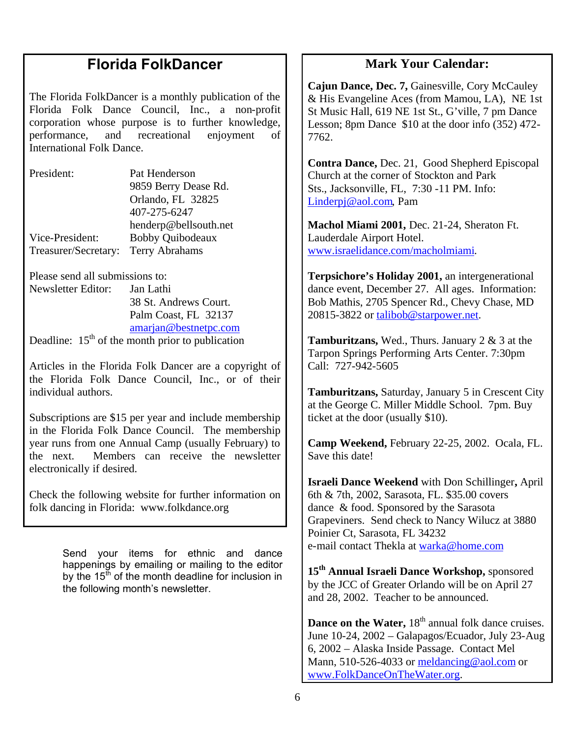## Florida FolkDancer

The Florida FolkDancer is a monthly publication of the Florida Folk Dance Council, Inc., a non-profit corporation whose purpose is to further knowledge, performance, and recreational enjoyment of International Folk Dance.

President: Pat Henderson
9859 Berry Dease Rd.
Orlando, FL 32825
407-275-6247
henderp@bellsouth.net

Vice-President: Bobby Quibodeaux

Treasurer/Secretary: Terry Abrahams

Please send all submissions to:

Newsletter Editor: Jan Lathi
38 St. Andrews Court.
Palm Coast, FL 32137
amarjan@bestnetpc.com

Deadline: 15th of the month prior to publication

Articles in the Florida Folk Dancer are a copyright of the Florida Folk Dance Council, Inc., or of their individual authors.

Subscriptions are $15 per year and include membership in the Florida Folk Dance Council. The membership year runs from one Annual Camp (usually February) to the next. Members can receive the newsletter electronically if desired.

Check the following website for further information on folk dancing in Florida: www.folkdance.org

Send your items for ethnic and dance happenings by emailing or mailing to the editor by the 15th of the month deadline for inclusion in the following month's newsletter.

## Mark Your Calendar:

**Cajun Dance, Dec. 7,** Gainesville, Cory McCauley & His Evangeline Aces (from Mamou, LA), NE 1st St Music Hall, 619 NE 1st St., G'ville, 7 pm Dance Lesson; 8pm Dance $10 at the door info (352) 472-7762.

**Contra Dance,** Dec. 21, Good Shepherd Episcopal Church at the corner of Stockton and Park Sts., Jacksonville, FL, 7:30 -11 PM. Info: Linderpj@aol.com, Pam

**Machol Miami 2001,** Dec. 21-24, Sheraton Ft. Lauderdale Airport Hotel. www.israelidance.com/macholmiami.

**Terpsichore's Holiday 2001,** an intergenerational dance event, December 27. All ages. Information: Bob Mathis, 2705 Spencer Rd., Chevy Chase, MD 20815-3822 or talibob@starpower.net.

**Tamburitzans,** Wed., Thurs. January 2 & 3 at the Tarpon Springs Performing Arts Center. 7:30pm Call: 727-942-5605

**Tamburitzans,** Saturday, January 5 in Crescent City at the George C. Miller Middle School. 7pm. Buy ticket at the door (usually $10).

**Camp Weekend,** February 22-25, 2002. Ocala, FL. Save this date!

**Israeli Dance Weekend** with Don Schillinger**,** April 6th & 7th, 2002, Sarasota, FL. $35.00 covers dance & food. Sponsored by the Sarasota Grapeviners. Send check to Nancy Wilucz at 3880 Poinier Ct, Sarasota, FL 34232
e-mail contact Thekla at warka@home.com

**15th Annual Israeli Dance Workshop,** sponsored by the JCC of Greater Orlando will be on April 27 and 28, 2002. Teacher to be announced.

**Dance on the Water,** 18th annual folk dance cruises. June 10-24, 2002 – Galapagos/Ecuador, July 23-Aug 6, 2002 – Alaska Inside Passage. Contact Mel Mann, 510-526-4033 or meldancing@aol.com or www.FolkDanceOnTheWater.org.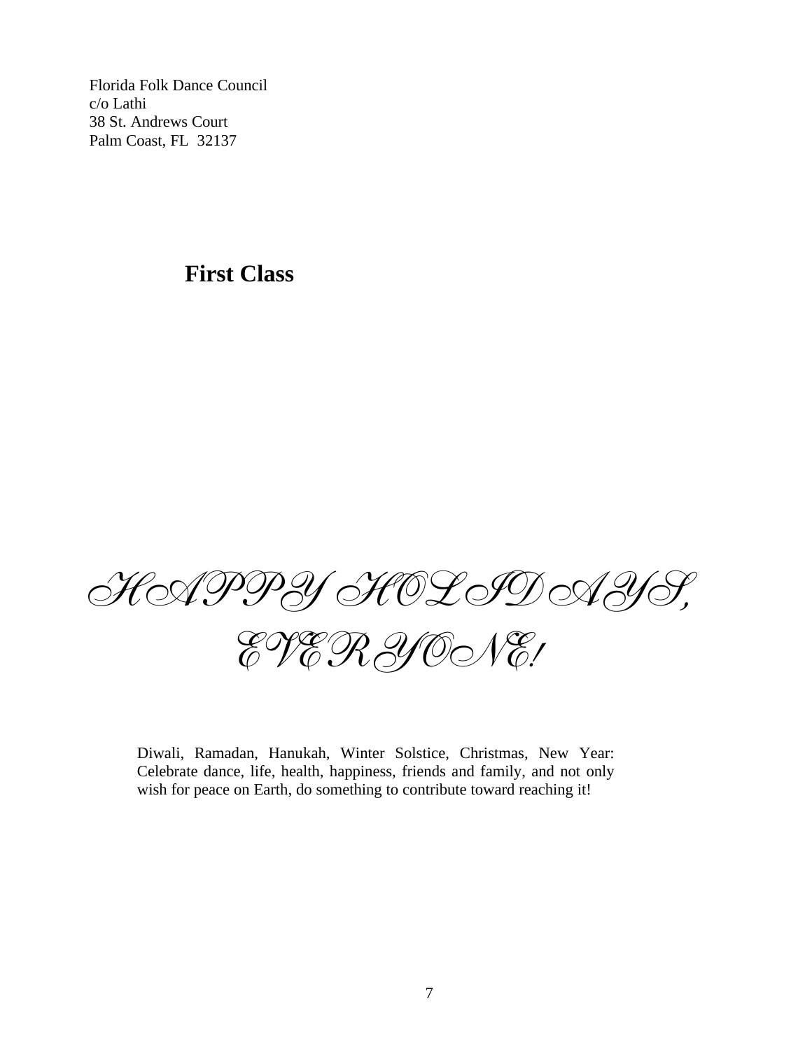Florida Folk Dance Council
c/o Lathi
38 St. Andrews Court
Palm Coast, FL  32137

**First Class**

# *HAPPY HOLIDAYS, EVERYONE!*

Diwali, Ramadan, Hanukah, Winter Solstice, Christmas, New Year: Celebrate dance, life, health, happiness, friends and family, and not only wish for peace on Earth, do something to contribute toward reaching it!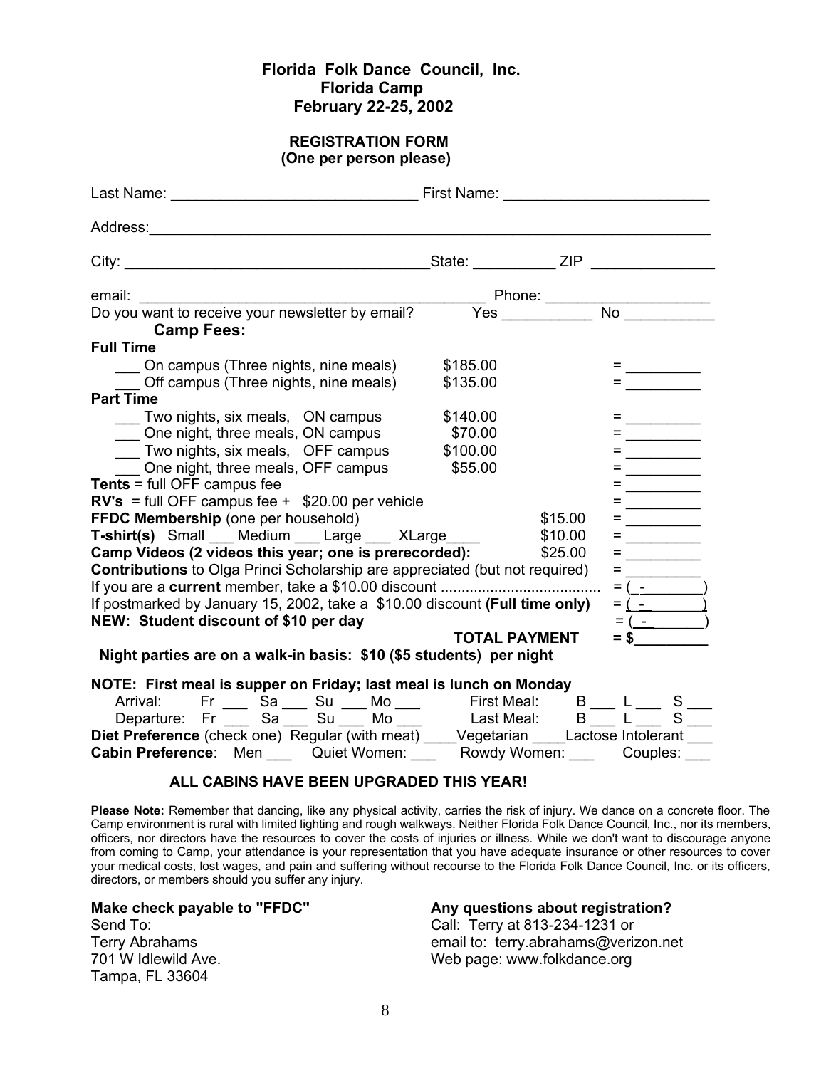**Florida Folk Dance Council, Inc.**
**Florida Camp**
**February 22-25, 2002**

**REGISTRATION FORM**
**(One per person please)**

Last Name: _____________________________ First Name: ________________________

Address: ________________________________________________________________

City: ___________________________________State: __________ ZIP _______________

email: ___________________________________________ Phone: ____________________

Do you want to receive your newsletter by email? Yes ___________ No ___________

**Camp Fees:**

**Full Time**

___ On campus (Three nights, nine meals) $185.00 = _________

___ Off campus (Three nights, nine meals) $135.00 = _________

**Part Time**

___ Two nights, six meals, ON campus $140.00 = _________

___ One night, three meals, ON campus $70.00 = _________

___ Two nights, six meals, OFF campus $100.00 = _________

___ One night, three meals, OFF campus $55.00 = _________

**Tents** = full OFF campus fee = _________

**RV's** = full OFF campus fee + $20.00 per vehicle = _________

**FFDC Membership** (one per household) $15.00 = _________

**T-shirt(s)** Small ___ Medium ___ Large ___ XLarge____ $10.00 = _________

**Camp Videos (2 videos this year; one is prerecorded):** $25.00 = _________

**Contributions** to Olga Princi Scholarship are appreciated (but not required) = _________

If you are a **current** member, take a $10.00 discount ...................................... = ( - )

If postmarked by January 15, 2002, take a $10.00 discount **(Full time only)** = ( - )

**NEW: Student discount of $10 per day** = ( - )

**TOTAL PAYMENT = $_________**

**Night parties are on a walk-in basis: $10 ($5 students) per night**

**NOTE: First meal is supper on Friday; last meal is lunch on Monday**

Arrival: Fr ___ Sa ___ Su ___ Mo ___ First Meal: B ___ L ___ S ___

Departure: Fr ___ Sa ___ Su ___ Mo ___ Last Meal: B ___ L ___ S ___

**Diet Preference** (check one) Regular (with meat) ____Vegetarian ____Lactose Intolerant ___

**Cabin Preference**: Men ___ Quiet Women: ___ Rowdy Women: ___ Couples: ___

**ALL CABINS HAVE BEEN UPGRADED THIS YEAR!**

**Please Note:** Remember that dancing, like any physical activity, carries the risk of injury. We dance on a concrete floor. The Camp environment is rural with limited lighting and rough walkways. Neither Florida Folk Dance Council, Inc., nor its members, officers, nor directors have the resources to cover the costs of injuries or illness. While we don't want to discourage anyone from coming to Camp, your attendance is your representation that you have adequate insurance or other resources to cover your medical costs, lost wages, and pain and suffering without recourse to the Florida Folk Dance Council, Inc. or its officers, directors, or members should you suffer any injury.

**Make check payable to "FFDC"**
Send To:
Terry Abrahams
701 W Idlewild Ave.
Tampa, FL 33604

**Any questions about registration?**
Call: Terry at 813-234-1231 or
email to: terry.abrahams@verizon.net
Web page: www.folkdance.org